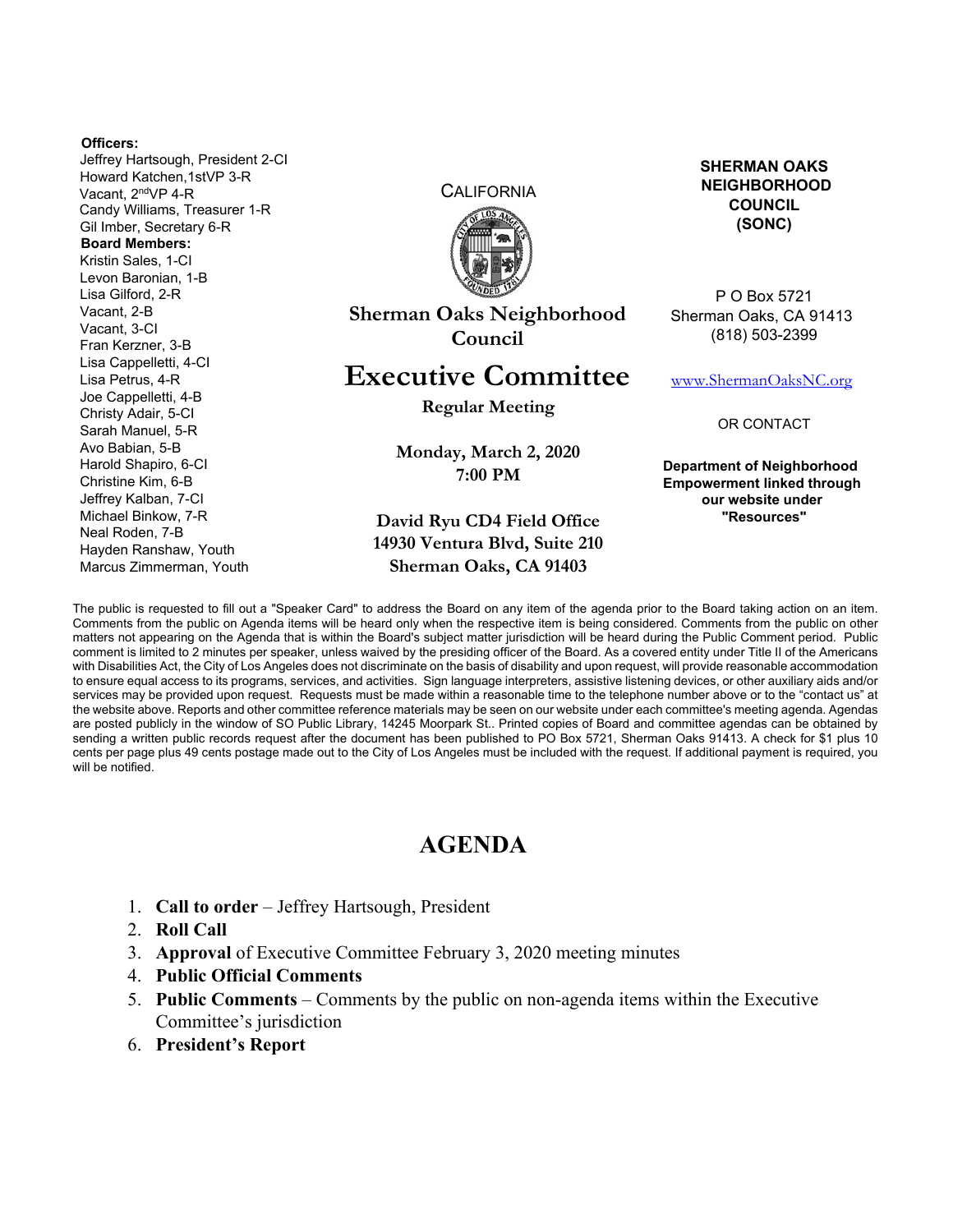**Officers:**
Jeffrey Hartsough, President 2-CI
Howard Katchen, 1stVP 3-R
Vacant, 2ndVP 4-R
Candy Williams, Treasurer 1-R
Gil Imber, Secretary 6-R

**Board Members:**
Kristin Sales, 1-CI
Levon Baronian, 1-B
Lisa Gilford, 2-R
Vacant, 2-B
Vacant, 3-CI
Fran Kerzner, 3-B
Lisa Cappelletti, 4-CI
Lisa Petrus, 4-R
Joe Cappelletti, 4-B
Christy Adair, 5-CI
Sarah Manuel, 5-R
Avo Babian, 5-B
Harold Shapiro, 6-CI
Christine Kim, 6-B
Jeffrey Kalban, 7-CI
Michael Binkow, 7-R
Neal Roden, 7-B
Hayden Ranshaw, Youth
Marcus Zimmerman, Youth

CALIFORNIA

**Sherman Oaks Neighborhood Council**

# Executive Committee

**Regular Meeting**

**Monday, March 2, 2020**
**7:00 PM**

**David Ryu CD4 Field Office**
**14930 Ventura Blvd, Suite 210**
**Sherman Oaks, CA 91403**

**SHERMAN OAKS NEIGHBORHOOD COUNCIL (SONC)**

P O Box 5721
Sherman Oaks, CA 91413
(818) 503-2399

www.ShermanOaksNC.org

OR CONTACT

**Department of Neighborhood Empowerment linked through our website under "Resources"**

The public is requested to fill out a "Speaker Card" to address the Board on any item of the agenda prior to the Board taking action on an item. Comments from the public on Agenda items will be heard only when the respective item is being considered. Comments from the public on other matters not appearing on the Agenda that is within the Board's subject matter jurisdiction will be heard during the Public Comment period. Public comment is limited to 2 minutes per speaker, unless waived by the presiding officer of the Board. As a covered entity under Title II of the Americans with Disabilities Act, the City of Los Angeles does not discriminate on the basis of disability and upon request, will provide reasonable accommodation to ensure equal access to its programs, services, and activities. Sign language interpreters, assistive listening devices, or other auxiliary aids and/or services may be provided upon request. Requests must be made within a reasonable time to the telephone number above or to the "contact us" at the website above. Reports and other committee reference materials may be seen on our website under each committee's meeting agenda. Agendas are posted publicly in the window of SO Public Library, 14245 Moorpark St.. Printed copies of Board and committee agendas can be obtained by sending a written public records request after the document has been published to PO Box 5721, Sherman Oaks 91413. A check for $1 plus 10 cents per page plus 49 cents postage made out to the City of Los Angeles must be included with the request. If additional payment is required, you will be notified.

## AGENDA

1. **Call to order** – Jeffrey Hartsough, President
2. **Roll Call**
3. **Approval** of Executive Committee February 3, 2020 meeting minutes
4. **Public Official Comments**
5. **Public Comments** – Comments by the public on non-agenda items within the Executive Committee's jurisdiction
6. **President's Report**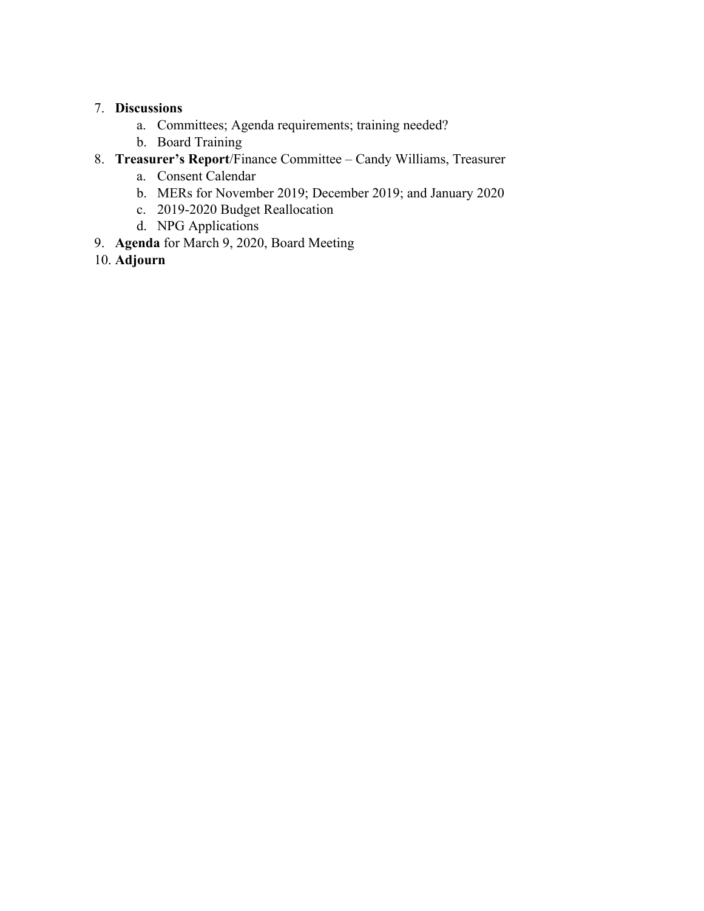7. **Discussions**
    a. Committees; Agenda requirements; training needed?
    b. Board Training
8. **Treasurer's Report**/Finance Committee – Candy Williams, Treasurer
    a. Consent Calendar
    b. MERs for November 2019; December 2019; and January 2020
    c. 2019-2020 Budget Reallocation
    d. NPG Applications
9. **Agenda** for March 9, 2020, Board Meeting
10. **Adjourn**